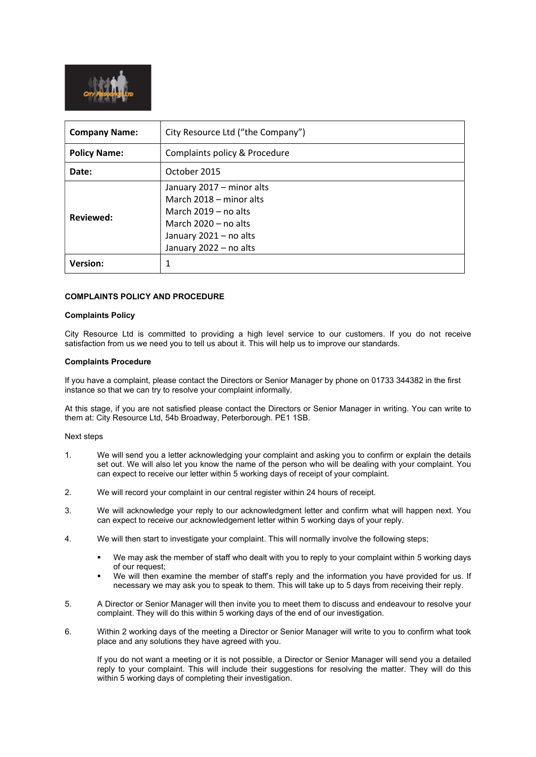| Company Name: | City Resource Ltd ("the Company") |
| --- | --- |
| Policy Name: | Complaints policy & Procedure |
| Date: | October 2015 |
| Reviewed: | January 2017 – minor alts<br>March 2018 – minor alts<br>March 2019 – no alts<br>March 2020 – no alts<br>January 2021 – no alts<br>January 2022 – no alts |
| Version: | 1 |

## COMPLAINTS POLICY AND PROCEDURE

### Complaints Policy

City Resource Ltd is committed to providing a high level service to our customers. If you do not receive satisfaction from us we need you to tell us about it. This will help us to improve our standards.

### Complaints Procedure

If you have a complaint, please contact the Directors or Senior Manager by phone on 01733 344382 in the first instance so that we can try to resolve your complaint informally.

At this stage, if you are not satisfied please contact the Directors or Senior Manager in writing. You can write to them at: City Resource Ltd, 54b Broadway, Peterborough. PE1 1SB.

Next steps

1. We will send you a letter acknowledging your complaint and asking you to confirm or explain the details set out. We will also let you know the name of the person who will be dealing with your complaint. You can expect to receive our letter within 5 working days of receipt of your complaint.

2. We will record your complaint in our central register within 24 hours of receipt.

3. We will acknowledge your reply to our acknowledgment letter and confirm what will happen next. You can expect to receive our acknowledgement letter within 5 working days of your reply.

4. We will then start to investigate your complaint. This will normally involve the following steps;

   - We may ask the member of staff who dealt with you to reply to your complaint within 5 working days of our request;
   - We will then examine the member of staff's reply and the information you have provided for us. If necessary we may ask you to speak to them. This will take up to 5 days from receiving their reply.

5. A Director or Senior Manager will then invite you to meet them to discuss and endeavour to resolve your complaint. They will do this within 5 working days of the end of our investigation.

6. Within 2 working days of the meeting a Director or Senior Manager will write to you to confirm what took place and any solutions they have agreed with you.

   If you do not want a meeting or it is not possible, a Director or Senior Manager will send you a detailed reply to your complaint. This will include their suggestions for resolving the matter. They will do this within 5 working days of completing their investigation.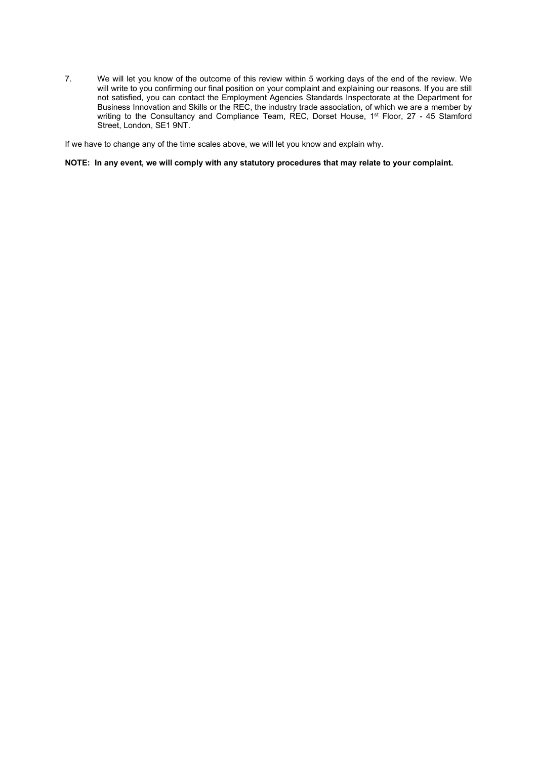7. We will let you know of the outcome of this review within 5 working days of the end of the review. We will write to you confirming our final position on your complaint and explaining our reasons. If you are still not satisfied, you can contact the Employment Agencies Standards Inspectorate at the Department for Business Innovation and Skills or the REC, the industry trade association, of which we are a member by writing to the Consultancy and Compliance Team, REC, Dorset House, 1st Floor, 27 - 45 Stamford Street, London, SE1 9NT.

If we have to change any of the time scales above, we will let you know and explain why.

**NOTE: In any event, we will comply with any statutory procedures that may relate to your complaint.**